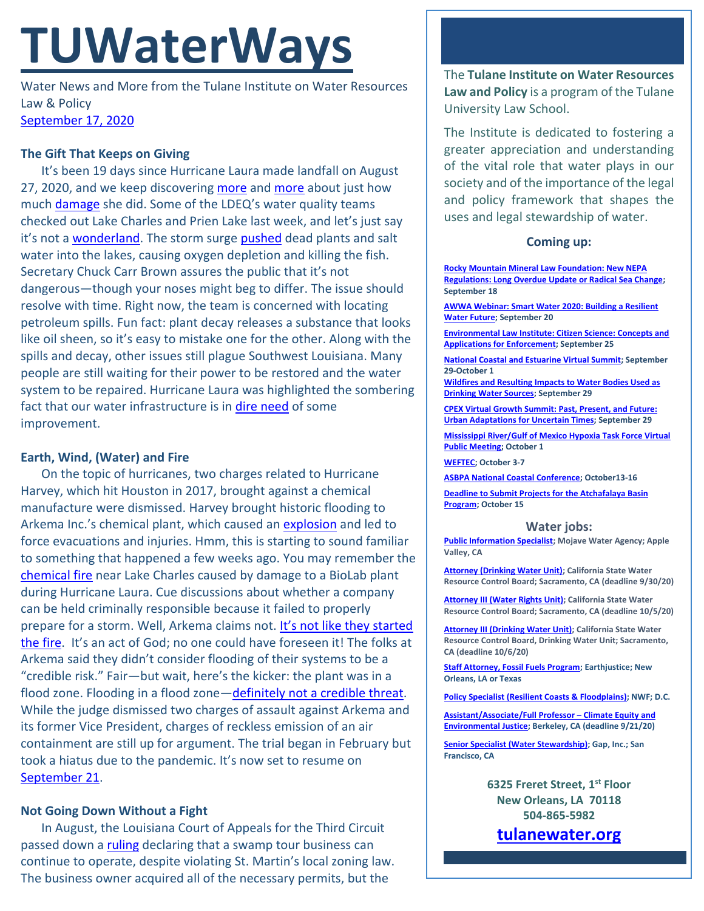# TUWaterWays

Water News and More from the Tulane Institute on Water Resources Law & Policy
September 17, 2020

### The Gift That Keeps on Giving

It's been 19 days since Hurricane Laura made landfall on August 27, 2020, and we keep discovering more and more about just how much damage she did. Some of the LDEQ's water quality teams checked out Lake Charles and Prien Lake last week, and let's just say it's not a wonderland. The storm surge pushed dead plants and salt water into the lakes, causing oxygen depletion and killing the fish. Secretary Chuck Carr Brown assures the public that it's not dangerous—though your noses might beg to differ. The issue should resolve with time. Right now, the team is concerned with locating petroleum spills. Fun fact: plant decay releases a substance that looks like oil sheen, so it's easy to mistake one for the other. Along with the spills and decay, other issues still plague Southwest Louisiana. Many people are still waiting for their power to be restored and the water system to be repaired. Hurricane Laura was highlighted the sombering fact that our water infrastructure is in dire need of some improvement.

### Earth, Wind, (Water) and Fire

On the topic of hurricanes, two charges related to Hurricane Harvey, which hit Houston in 2017, brought against a chemical manufacture were dismissed. Harvey brought historic flooding to Arkema Inc.'s chemical plant, which caused an explosion and led to force evacuations and injuries. Hmm, this is starting to sound familiar to something that happened a few weeks ago. You may remember the chemical fire near Lake Charles caused by damage to a BioLab plant during Hurricane Laura. Cue discussions about whether a company can be held criminally responsible because it failed to properly prepare for a storm. Well, Arkema claims not. It's not like they started the fire. It's an act of God; no one could have foreseen it! The folks at Arkema said they didn't consider flooding of their systems to be a "credible risk." Fair—but wait, here's the kicker: the plant was in a flood zone. Flooding in a flood zone—definitely not a credible threat. While the judge dismissed two charges of assault against Arkema and its former Vice President, charges of reckless emission of an air containment are still up for argument. The trial began in February but took a hiatus due to the pandemic. It's now set to resume on September 21.

### Not Going Down Without a Fight

In August, the Louisiana Court of Appeals for the Third Circuit passed down a ruling declaring that a swamp tour business can continue to operate, despite violating St. Martin's local zoning law. The business owner acquired all of the necessary permits, but the

---

The **Tulane Institute on Water Resources Law and Policy** is a program of the Tulane University Law School.

The Institute is dedicated to fostering a greater appreciation and understanding of the vital role that water plays in our society and of the importance of the legal and policy framework that shapes the uses and legal stewardship of water.

#### Coming up:

- **Rocky Mountain Mineral Law Foundation: New NEPA Regulations: Long Overdue Update or Radical Sea Change; September 18**
- **AWWA Webinar: Smart Water 2020: Building a Resilient Water Future; September 20**
- **Environmental Law Institute: Citizen Science: Concepts and Applications for Enforcement; September 25**
- **National Coastal and Estuarine Virtual Summit; September 29-October 1**
- **Wildfires and Resulting Impacts to Water Bodies Used as Drinking Water Sources; September 29**
- **CPEX Virtual Growth Summit: Past, Present, and Future: Urban Adaptations for Uncertain Times; September 29**
- **Mississippi River/Gulf of Mexico Hypoxia Task Force Virtual Public Meeting; October 1**
- **WEFTEC; October 3-7**
- **ASBPA National Coastal Conference; October13-16**
- **Deadline to Submit Projects for the Atchafalaya Basin Program; October 15**

#### Water jobs:

- **Public Information Specialist; Mojave Water Agency; Apple Valley, CA**
- **Attorney (Drinking Water Unit); California State Water Resource Control Board; Sacramento, CA (deadline 9/30/20)**
- **Attorney III (Water Rights Unit); California State Water Resource Control Board; Sacramento, CA (deadline 10/5/20)**
- **Attorney III (Drinking Water Unit); California State Water Resource Control Board, Drinking Water Unit; Sacramento, CA (deadline 10/6/20)**
- **Staff Attorney, Fossil Fuels Program; Earthjustice; New Orleans, LA or Texas**
- **Policy Specialist (Resilient Coasts & Floodplains); NWF; D.C.**
- **Assistant/Associate/Full Professor – Climate Equity and Environmental Justice; Berkeley, CA (deadline 9/21/20)**
- **Senior Specialist (Water Stewardship); Gap, Inc.; San Francisco, CA**

**6325 Freret Street, 1st Floor**
**New Orleans, LA 70118**
**504-865-5982**

**tulanewater.org**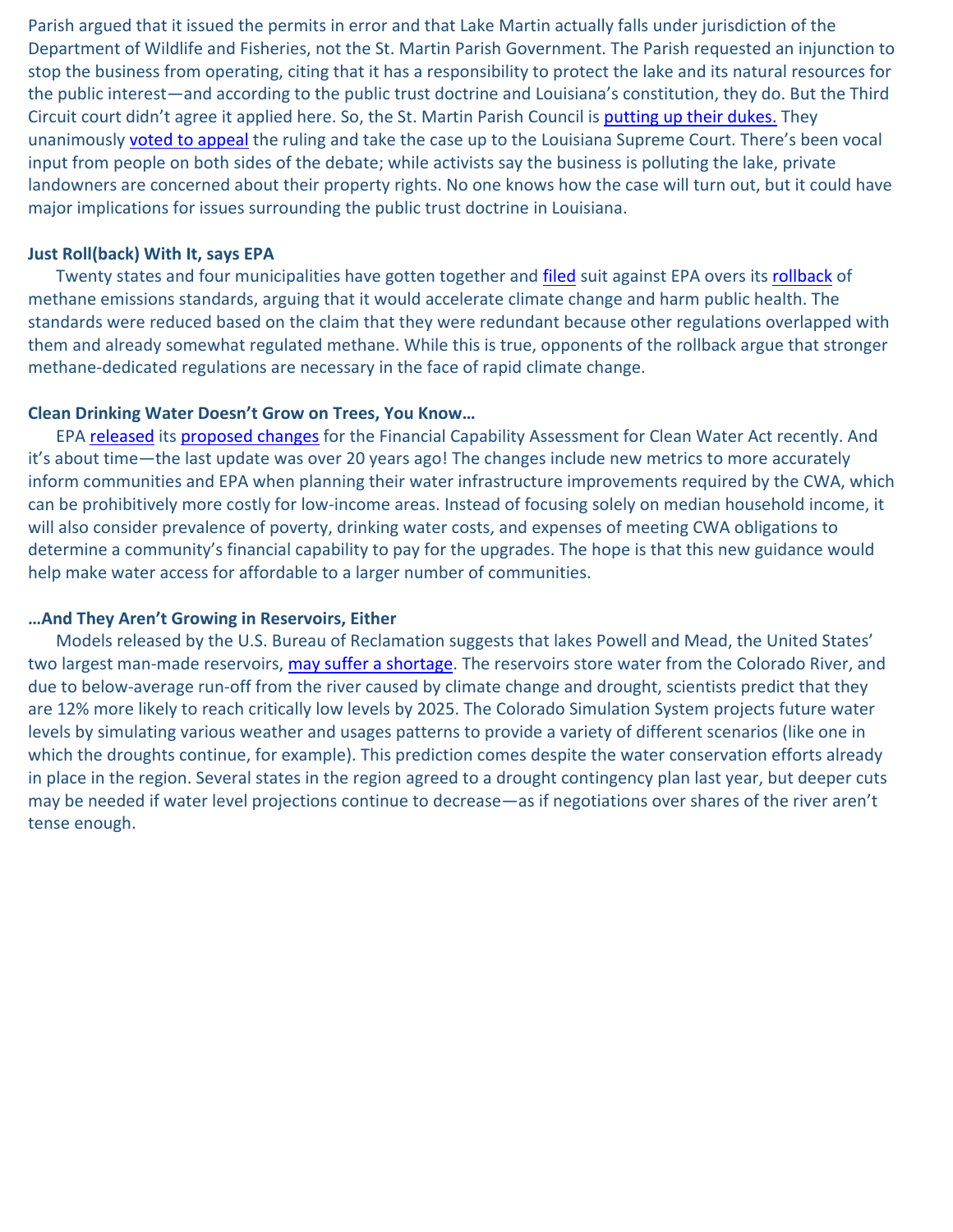Parish argued that it issued the permits in error and that Lake Martin actually falls under jurisdiction of the Department of Wildlife and Fisheries, not the St. Martin Parish Government. The Parish requested an injunction to stop the business from operating, citing that it has a responsibility to protect the lake and its natural resources for the public interest—and according to the public trust doctrine and Louisiana's constitution, they do. But the Third Circuit court didn't agree it applied here. So, the St. Martin Parish Council is putting up their dukes. They unanimously voted to appeal the ruling and take the case up to the Louisiana Supreme Court. There's been vocal input from people on both sides of the debate; while activists say the business is polluting the lake, private landowners are concerned about their property rights. No one knows how the case will turn out, but it could have major implications for issues surrounding the public trust doctrine in Louisiana.

**Just Roll(back) With It, says EPA**

Twenty states and four municipalities have gotten together and filed suit against EPA overs its rollback of methane emissions standards, arguing that it would accelerate climate change and harm public health. The standards were reduced based on the claim that they were redundant because other regulations overlapped with them and already somewhat regulated methane. While this is true, opponents of the rollback argue that stronger methane-dedicated regulations are necessary in the face of rapid climate change.

**Clean Drinking Water Doesn't Grow on Trees, You Know…**

EPA released its proposed changes for the Financial Capability Assessment for Clean Water Act recently. And it's about time—the last update was over 20 years ago! The changes include new metrics to more accurately inform communities and EPA when planning their water infrastructure improvements required by the CWA, which can be prohibitively more costly for low-income areas. Instead of focusing solely on median household income, it will also consider prevalence of poverty, drinking water costs, and expenses of meeting CWA obligations to determine a community's financial capability to pay for the upgrades. The hope is that this new guidance would help make water access for affordable to a larger number of communities.

**…And They Aren't Growing in Reservoirs, Either**

Models released by the U.S. Bureau of Reclamation suggests that lakes Powell and Mead, the United States' two largest man-made reservoirs, may suffer a shortage. The reservoirs store water from the Colorado River, and due to below-average run-off from the river caused by climate change and drought, scientists predict that they are 12% more likely to reach critically low levels by 2025. The Colorado Simulation System projects future water levels by simulating various weather and usages patterns to provide a variety of different scenarios (like one in which the droughts continue, for example). This prediction comes despite the water conservation efforts already in place in the region. Several states in the region agreed to a drought contingency plan last year, but deeper cuts may be needed if water level projections continue to decrease—as if negotiations over shares of the river aren't tense enough.